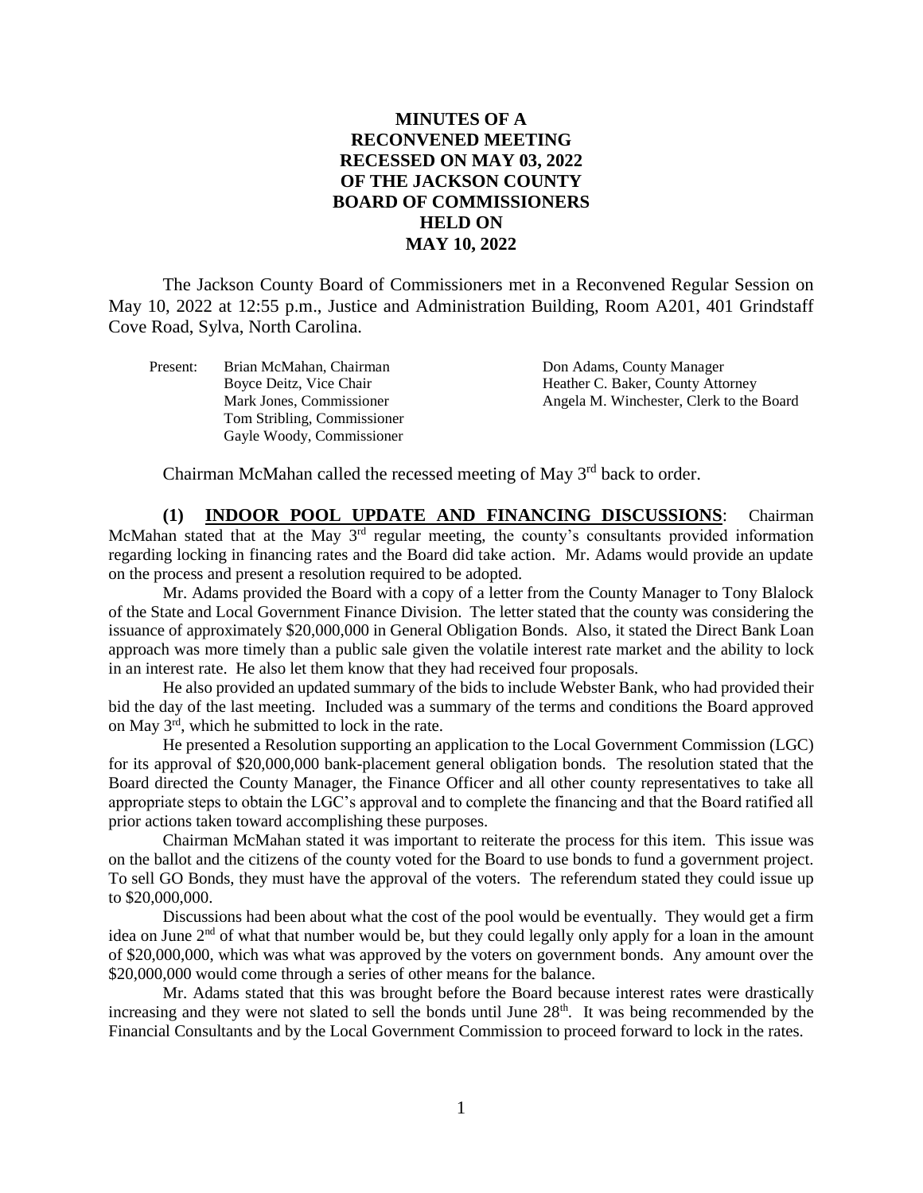# MINUTES OF A RECONVENED MEETING RECESSED ON MAY 03, 2022 OF THE JACKSON COUNTY BOARD OF COMMISSIONERS HELD ON MAY 10, 2022

The Jackson County Board of Commissioners met in a Reconvened Regular Session on May 10, 2022 at 12:55 p.m., Justice and Administration Building, Room A201, 401 Grindstaff Cove Road, Sylva, North Carolina.

| Present: | Brian McMahan, Chairman | Don Adams, County Manager |
|---|---|---|
| | Boyce Deitz, Vice Chair | Heather C. Baker, County Attorney |
| | Mark Jones, Commissioner | Angela M. Winchester, Clerk to the Board |
| | Tom Stribling, Commissioner | |
| | Gayle Woody, Commissioner | |

Chairman McMahan called the recessed meeting of May 3rd back to order.

**(1) INDOOR POOL UPDATE AND FINANCING DISCUSSIONS**: Chairman McMahan stated that at the May 3rd regular meeting, the county's consultants provided information regarding locking in financing rates and the Board did take action. Mr. Adams would provide an update on the process and present a resolution required to be adopted.

Mr. Adams provided the Board with a copy of a letter from the County Manager to Tony Blalock of the State and Local Government Finance Division. The letter stated that the county was considering the issuance of approximately $20,000,000 in General Obligation Bonds. Also, it stated the Direct Bank Loan approach was more timely than a public sale given the volatile interest rate market and the ability to lock in an interest rate. He also let them know that they had received four proposals.

He also provided an updated summary of the bids to include Webster Bank, who had provided their bid the day of the last meeting. Included was a summary of the terms and conditions the Board approved on May 3rd, which he submitted to lock in the rate.

He presented a Resolution supporting an application to the Local Government Commission (LGC) for its approval of $20,000,000 bank-placement general obligation bonds. The resolution stated that the Board directed the County Manager, the Finance Officer and all other county representatives to take all appropriate steps to obtain the LGC's approval and to complete the financing and that the Board ratified all prior actions taken toward accomplishing these purposes.

Chairman McMahan stated it was important to reiterate the process for this item. This issue was on the ballot and the citizens of the county voted for the Board to use bonds to fund a government project. To sell GO Bonds, they must have the approval of the voters. The referendum stated they could issue up to $20,000,000.

Discussions had been about what the cost of the pool would be eventually. They would get a firm idea on June 2nd of what that number would be, but they could legally only apply for a loan in the amount of $20,000,000, which was what was approved by the voters on government bonds. Any amount over the $20,000,000 would come through a series of other means for the balance.

Mr. Adams stated that this was brought before the Board because interest rates were drastically increasing and they were not slated to sell the bonds until June 28th. It was being recommended by the Financial Consultants and by the Local Government Commission to proceed forward to lock in the rates.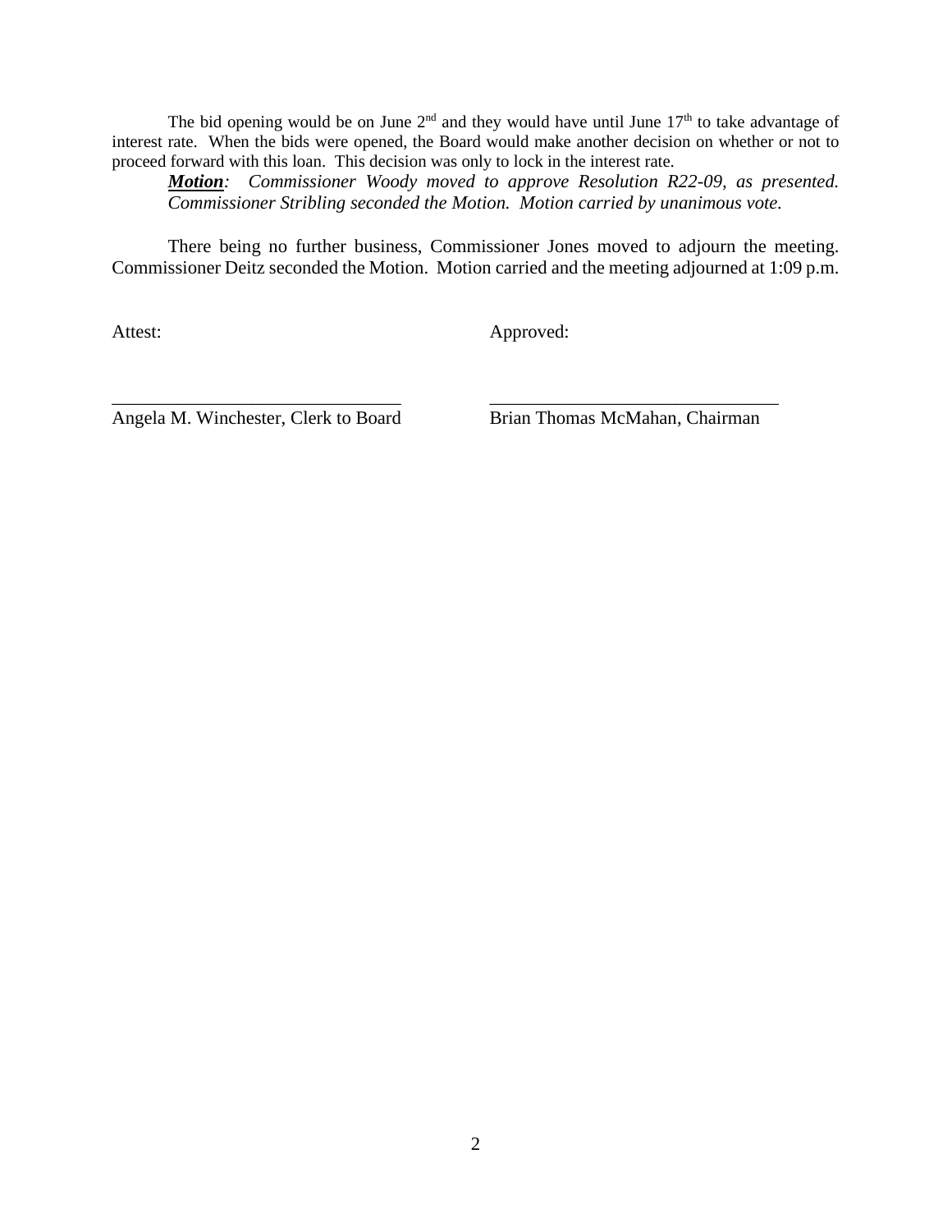The bid opening would be on June 2nd and they would have until June 17th to take advantage of interest rate. When the bids were opened, the Board would make another decision on whether or not to proceed forward with this loan. This decision was only to lock in the interest rate.

***Motion**: Commissioner Woody moved to approve Resolution R22-09, as presented. Commissioner Stribling seconded the Motion. Motion carried by unanimous vote.*

There being no further business, Commissioner Jones moved to adjourn the meeting. Commissioner Deitz seconded the Motion. Motion carried and the meeting adjourned at 1:09 p.m.

Attest: Approved:

\_\_\_\_\_\_\_\_\_\_\_\_\_\_\_\_\_\_\_\_\_\_\_\_\_\_\_\_\_\_\_\_ \_\_\_\_\_\_\_\_\_\_\_\_\_\_\_\_\_\_\_\_\_\_\_\_\_\_\_\_\_\_\_\_

Angela M. Winchester, Clerk to Board Brian Thomas McMahan, Chairman